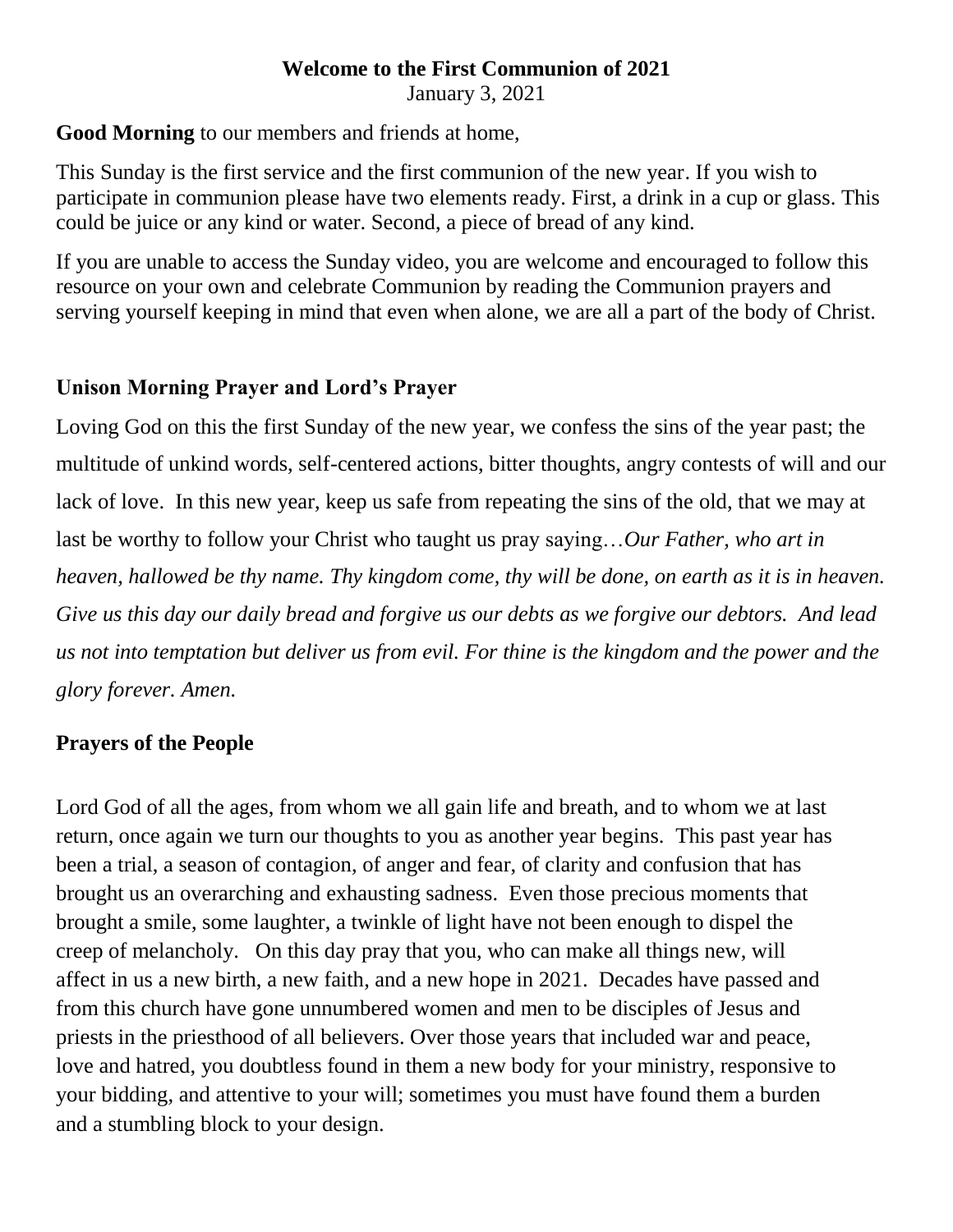**Welcome to the First Communion of 2021**

January 3, 2021

**Good Morning** to our members and friends at home,

This Sunday is the first service and the first communion of the new year. If you wish to participate in communion please have two elements ready. First, a drink in a cup or glass. This could be juice or any kind or water. Second, a piece of bread of any kind.

If you are unable to access the Sunday video, you are welcome and encouraged to follow this resource on your own and celebrate Communion by reading the Communion prayers and serving yourself keeping in mind that even when alone, we are all a part of the body of Christ.

## Unison Morning Prayer and Lord's Prayer

Loving God on this the first Sunday of the new year, we confess the sins of the year past; the multitude of unkind words, self-centered actions, bitter thoughts, angry contests of will and our lack of love. In this new year, keep us safe from repeating the sins of the old, that we may at last be worthy to follow your Christ who taught us pray saying…*Our Father, who art in heaven, hallowed be thy name. Thy kingdom come, thy will be done, on earth as it is in heaven. Give us this day our daily bread and forgive us our debts as we forgive our debtors. And lead us not into temptation but deliver us from evil. For thine is the kingdom and the power and the glory forever. Amen.*

## Prayers of the People

Lord God of all the ages, from whom we all gain life and breath, and to whom we at last return, once again we turn our thoughts to you as another year begins. This past year has been a trial, a season of contagion, of anger and fear, of clarity and confusion that has brought us an overarching and exhausting sadness. Even those precious moments that brought a smile, some laughter, a twinkle of light have not been enough to dispel the creep of melancholy. On this day pray that you, who can make all things new, will affect in us a new birth, a new faith, and a new hope in 2021. Decades have passed and from this church have gone unnumbered women and men to be disciples of Jesus and priests in the priesthood of all believers. Over those years that included war and peace, love and hatred, you doubtless found in them a new body for your ministry, responsive to your bidding, and attentive to your will; sometimes you must have found them a burden and a stumbling block to your design.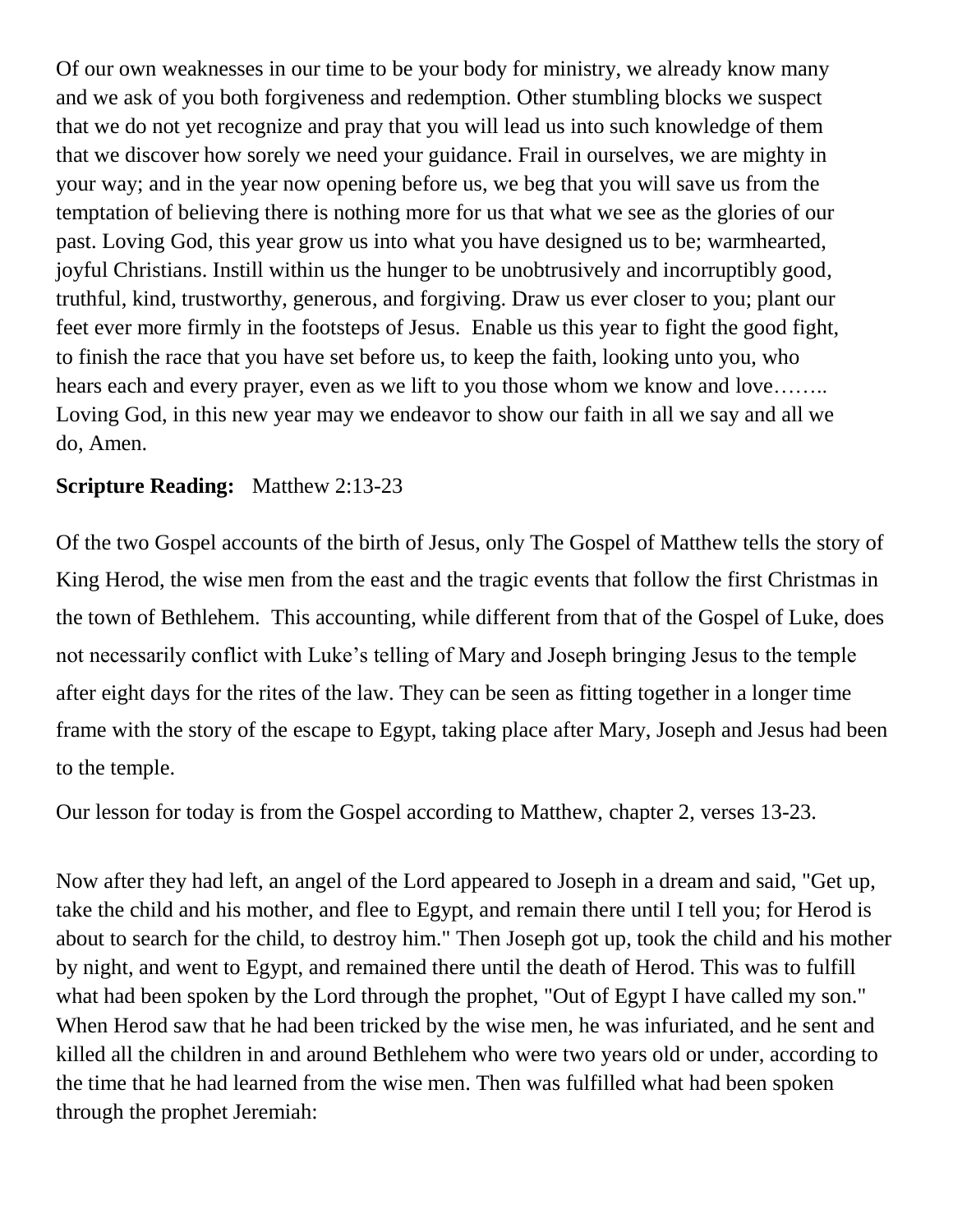Of our own weaknesses in our time to be your body for ministry, we already know many and we ask of you both forgiveness and redemption. Other stumbling blocks we suspect that we do not yet recognize and pray that you will lead us into such knowledge of them that we discover how sorely we need your guidance. Frail in ourselves, we are mighty in your way; and in the year now opening before us, we beg that you will save us from the temptation of believing there is nothing more for us that what we see as the glories of our past. Loving God, this year grow us into what you have designed us to be; warmhearted, joyful Christians. Instill within us the hunger to be unobtrusively and incorruptibly good, truthful, kind, trustworthy, generous, and forgiving. Draw us ever closer to you; plant our feet ever more firmly in the footsteps of Jesus. Enable us this year to fight the good fight, to finish the race that you have set before us, to keep the faith, looking unto you, who hears each and every prayer, even as we lift to you those whom we know and love…….. Loving God, in this new year may we endeavor to show our faith in all we say and all we do, Amen.

**Scripture Reading:** Matthew 2:13-23

Of the two Gospel accounts of the birth of Jesus, only The Gospel of Matthew tells the story of King Herod, the wise men from the east and the tragic events that follow the first Christmas in the town of Bethlehem. This accounting, while different from that of the Gospel of Luke, does not necessarily conflict with Luke's telling of Mary and Joseph bringing Jesus to the temple after eight days for the rites of the law. They can be seen as fitting together in a longer time frame with the story of the escape to Egypt, taking place after Mary, Joseph and Jesus had been to the temple.

Our lesson for today is from the Gospel according to Matthew, chapter 2, verses 13-23.

Now after they had left, an angel of the Lord appeared to Joseph in a dream and said, "Get up, take the child and his mother, and flee to Egypt, and remain there until I tell you; for Herod is about to search for the child, to destroy him." Then Joseph got up, took the child and his mother by night, and went to Egypt, and remained there until the death of Herod. This was to fulfill what had been spoken by the Lord through the prophet, "Out of Egypt I have called my son." When Herod saw that he had been tricked by the wise men, he was infuriated, and he sent and killed all the children in and around Bethlehem who were two years old or under, according to the time that he had learned from the wise men. Then was fulfilled what had been spoken through the prophet Jeremiah: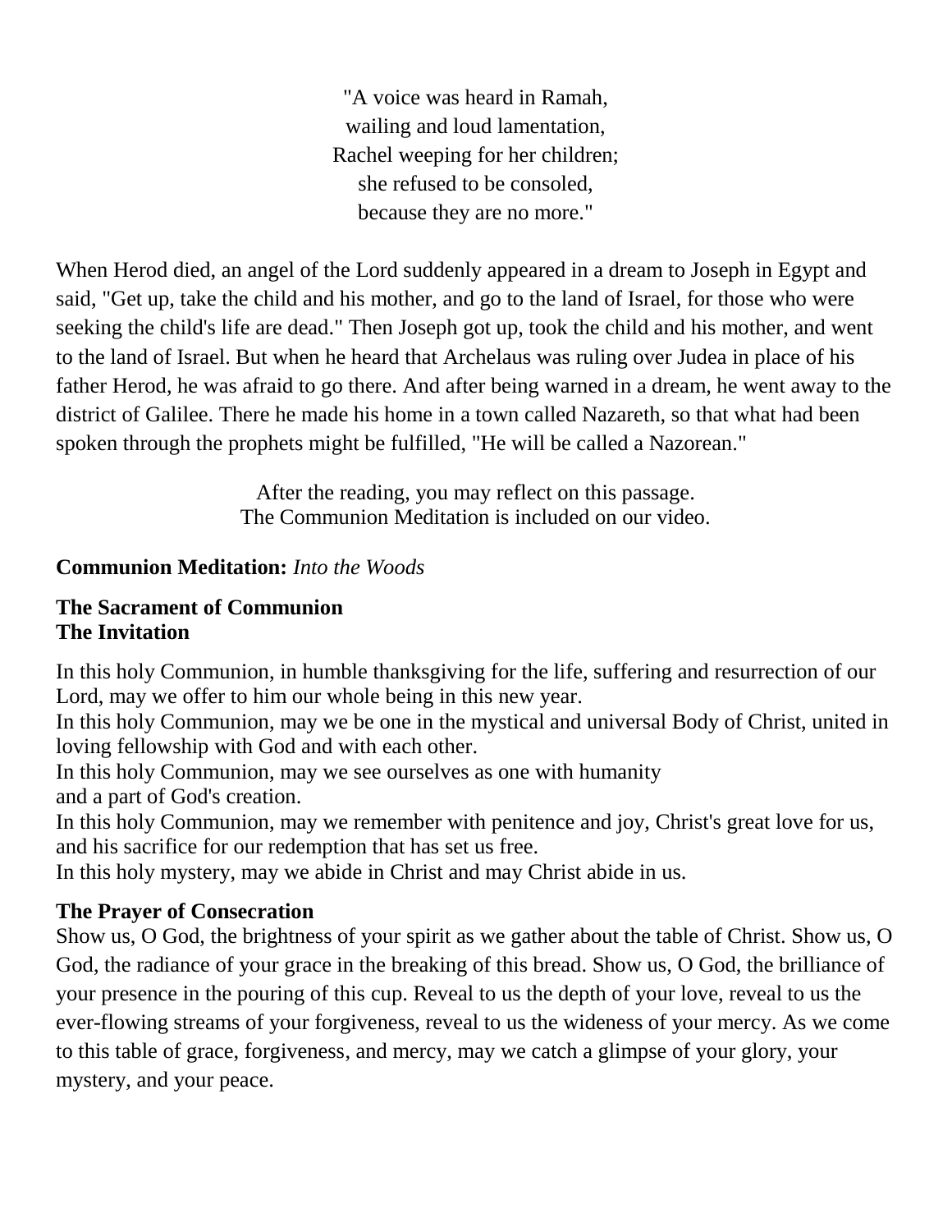"A voice was heard in Ramah,
wailing and loud lamentation,
Rachel weeping for her children;
she refused to be consoled,
because they are no more."

When Herod died, an angel of the Lord suddenly appeared in a dream to Joseph in Egypt and said, "Get up, take the child and his mother, and go to the land of Israel, for those who were seeking the child's life are dead." Then Joseph got up, took the child and his mother, and went to the land of Israel. But when he heard that Archelaus was ruling over Judea in place of his father Herod, he was afraid to go there. And after being warned in a dream, he went away to the district of Galilee. There he made his home in a town called Nazareth, so that what had been spoken through the prophets might be fulfilled, "He will be called a Nazorean."

After the reading, you may reflect on this passage.
The Communion Meditation is included on our video.

**Communion Meditation:** *Into the Woods*

**The Sacrament of Communion**
**The Invitation**

In this holy Communion, in humble thanksgiving for the life, suffering and resurrection of our Lord, may we offer to him our whole being in this new year.
In this holy Communion, may we be one in the mystical and universal Body of Christ, united in loving fellowship with God and with each other.
In this holy Communion, may we see ourselves as one with humanity
and a part of God's creation.
In this holy Communion, may we remember with penitence and joy, Christ's great love for us, and his sacrifice for our redemption that has set us free.
In this holy mystery, may we abide in Christ and may Christ abide in us.

**The Prayer of Consecration**

Show us, O God, the brightness of your spirit as we gather about the table of Christ. Show us, O God, the radiance of your grace in the breaking of this bread. Show us, O God, the brilliance of your presence in the pouring of this cup. Reveal to us the depth of your love, reveal to us the ever-flowing streams of your forgiveness, reveal to us the wideness of your mercy. As we come to this table of grace, forgiveness, and mercy, may we catch a glimpse of your glory, your mystery, and your peace.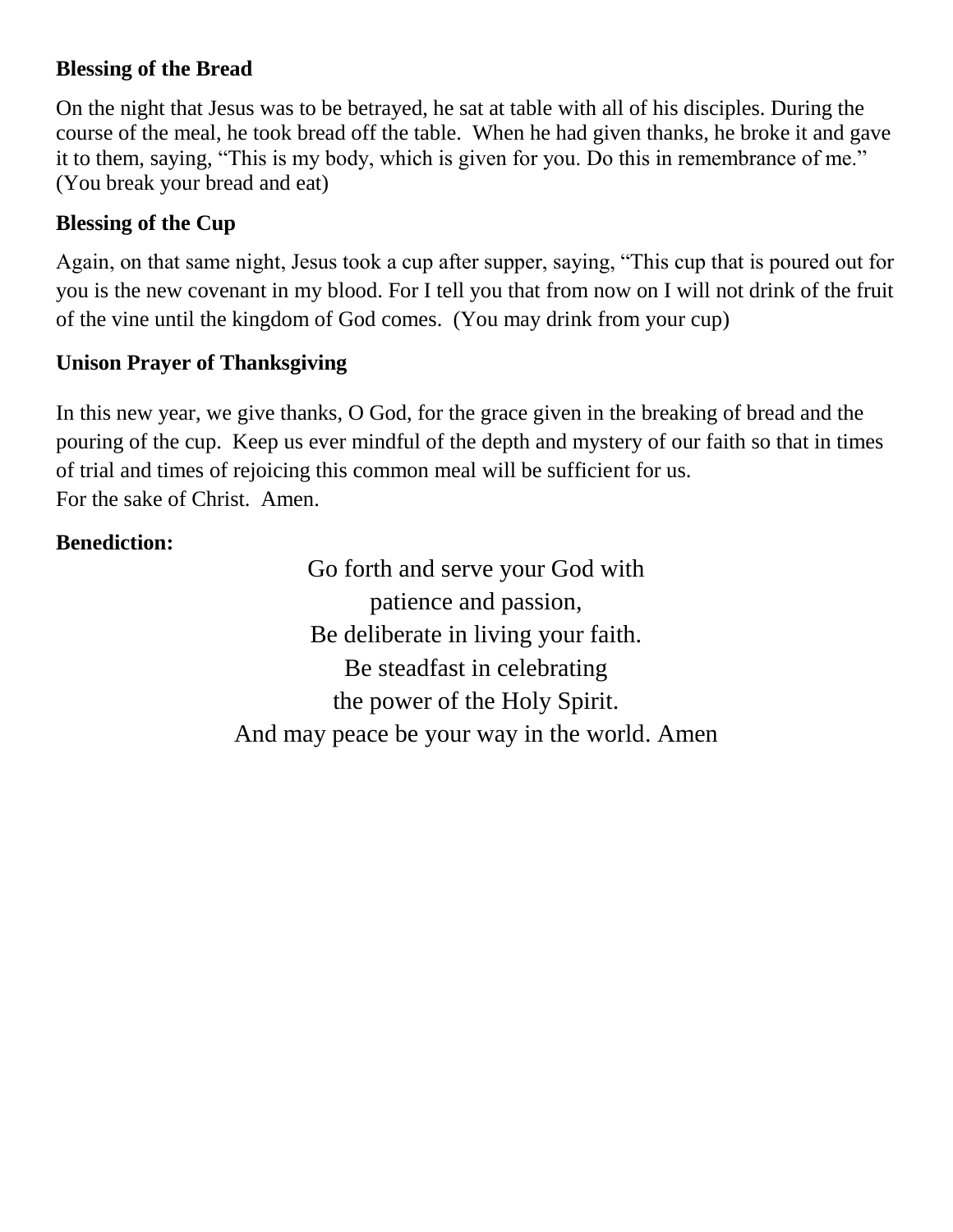**Blessing of the Bread**

On the night that Jesus was to be betrayed, he sat at table with all of his disciples. During the course of the meal, he took bread off the table. When he had given thanks, he broke it and gave it to them, saying, "This is my body, which is given for you. Do this in remembrance of me." (You break your bread and eat)

**Blessing of the Cup**

Again, on that same night, Jesus took a cup after supper, saying, "This cup that is poured out for you is the new covenant in my blood. For I tell you that from now on I will not drink of the fruit of the vine until the kingdom of God comes. (You may drink from your cup)

**Unison Prayer of Thanksgiving**

In this new year, we give thanks, O God, for the grace given in the breaking of bread and the pouring of the cup. Keep us ever mindful of the depth and mystery of our faith so that in times of trial and times of rejoicing this common meal will be sufficient for us.
For the sake of Christ. Amen.

**Benediction:**

Go forth and serve your God with
patience and passion,
Be deliberate in living your faith.
Be steadfast in celebrating
the power of the Holy Spirit.
And may peace be your way in the world. Amen